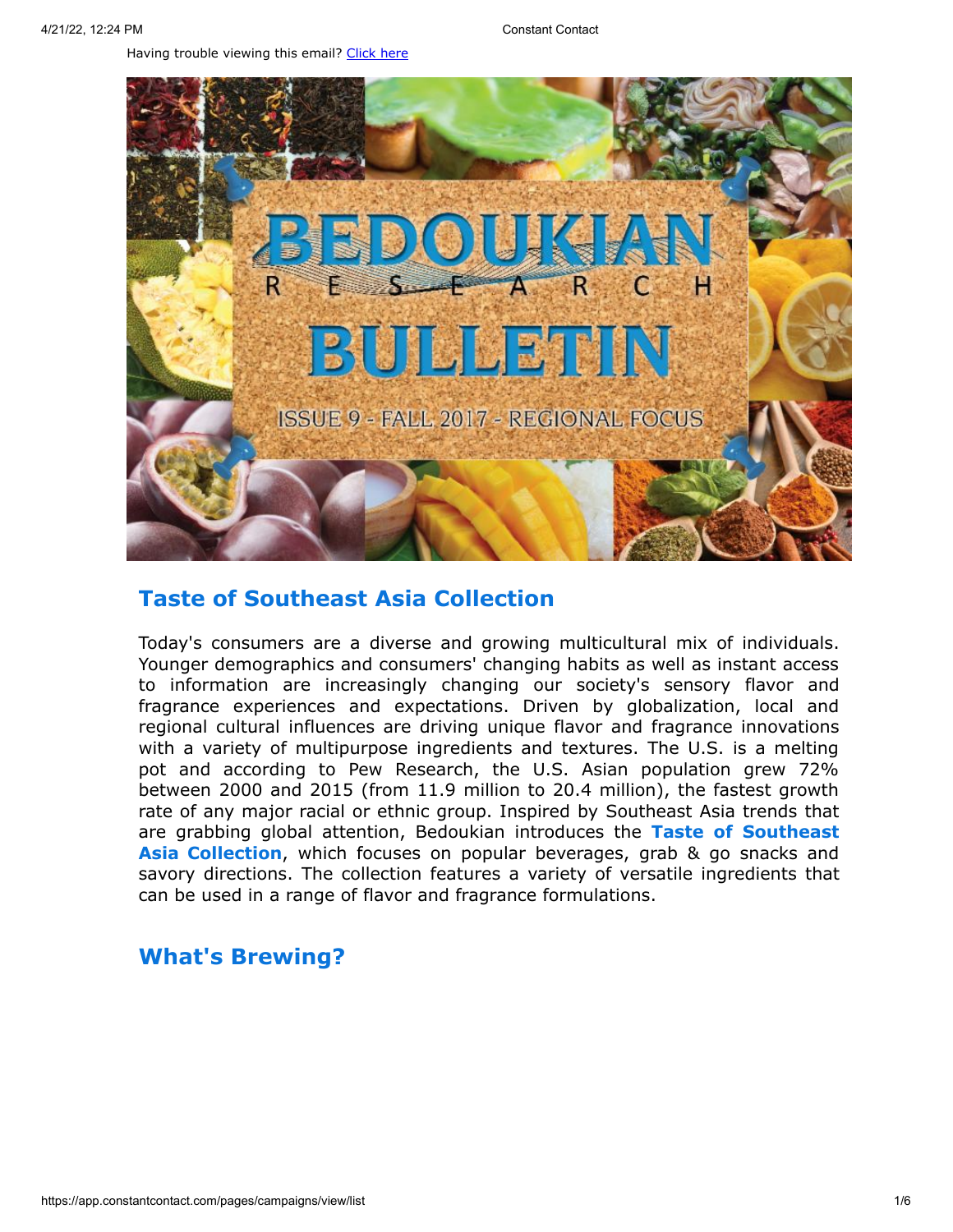Having trouble viewing this email? Click here

BEDOUKIAN RESEARCH BULLETIN

ISSUE 9 - FALL 2017 - REGIONAL FOCUS

## Taste of Southeast Asia Collection

Today's consumers are a diverse and growing multicultural mix of individuals. Younger demographics and consumers' changing habits as well as instant access to information are increasingly changing our society's sensory flavor and fragrance experiences and expectations. Driven by globalization, local and regional cultural influences are driving unique flavor and fragrance innovations with a variety of multipurpose ingredients and textures. The U.S. is a melting pot and according to Pew Research, the U.S. Asian population grew 72% between 2000 and 2015 (from 11.9 million to 20.4 million), the fastest growth rate of any major racial or ethnic group. Inspired by Southeast Asia trends that are grabbing global attention, Bedoukian introduces the **Taste of Southeast Asia Collection**, which focuses on popular beverages, grab & go snacks and savory directions. The collection features a variety of versatile ingredients that can be used in a range of flavor and fragrance formulations.

## What's Brewing?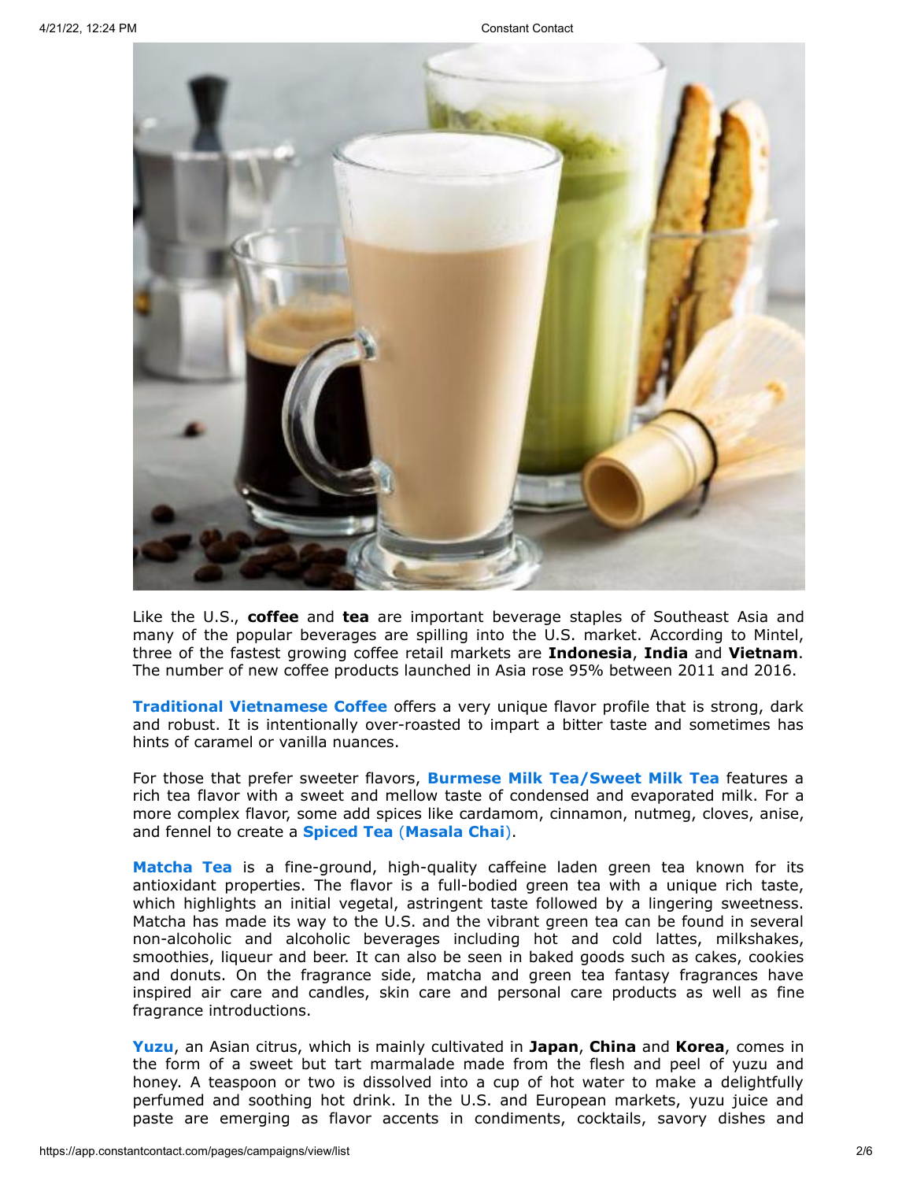Like the U.S., **coffee** and **tea** are important beverage staples of Southeast Asia and many of the popular beverages are spilling into the U.S. market. According to Mintel, three of the fastest growing coffee retail markets are **Indonesia**, **India** and **Vietnam**. The number of new coffee products launched in Asia rose 95% between 2011 and 2016.

**Traditional Vietnamese Coffee** offers a very unique flavor profile that is strong, dark and robust. It is intentionally over-roasted to impart a bitter taste and sometimes has hints of caramel or vanilla nuances.

For those that prefer sweeter flavors, **Burmese Milk Tea/Sweet Milk Tea** features a rich tea flavor with a sweet and mellow taste of condensed and evaporated milk. For a more complex flavor, some add spices like cardamom, cinnamon, nutmeg, cloves, anise, and fennel to create a **Spiced Tea** (**Masala Chai**).

**Matcha Tea** is a fine-ground, high-quality caffeine laden green tea known for its antioxidant properties. The flavor is a full-bodied green tea with a unique rich taste, which highlights an initial vegetal, astringent taste followed by a lingering sweetness. Matcha has made its way to the U.S. and the vibrant green tea can be found in several non-alcoholic and alcoholic beverages including hot and cold lattes, milkshakes, smoothies, liqueur and beer. It can also be seen in baked goods such as cakes, cookies and donuts. On the fragrance side, matcha and green tea fantasy fragrances have inspired air care and candles, skin care and personal care products as well as fine fragrance introductions.

**Yuzu**, an Asian citrus, which is mainly cultivated in **Japan**, **China** and **Korea**, comes in the form of a sweet but tart marmalade made from the flesh and peel of yuzu and honey. A teaspoon or two is dissolved into a cup of hot water to make a delightfully perfumed and soothing hot drink. In the U.S. and European markets, yuzu juice and paste are emerging as flavor accents in condiments, cocktails, savory dishes and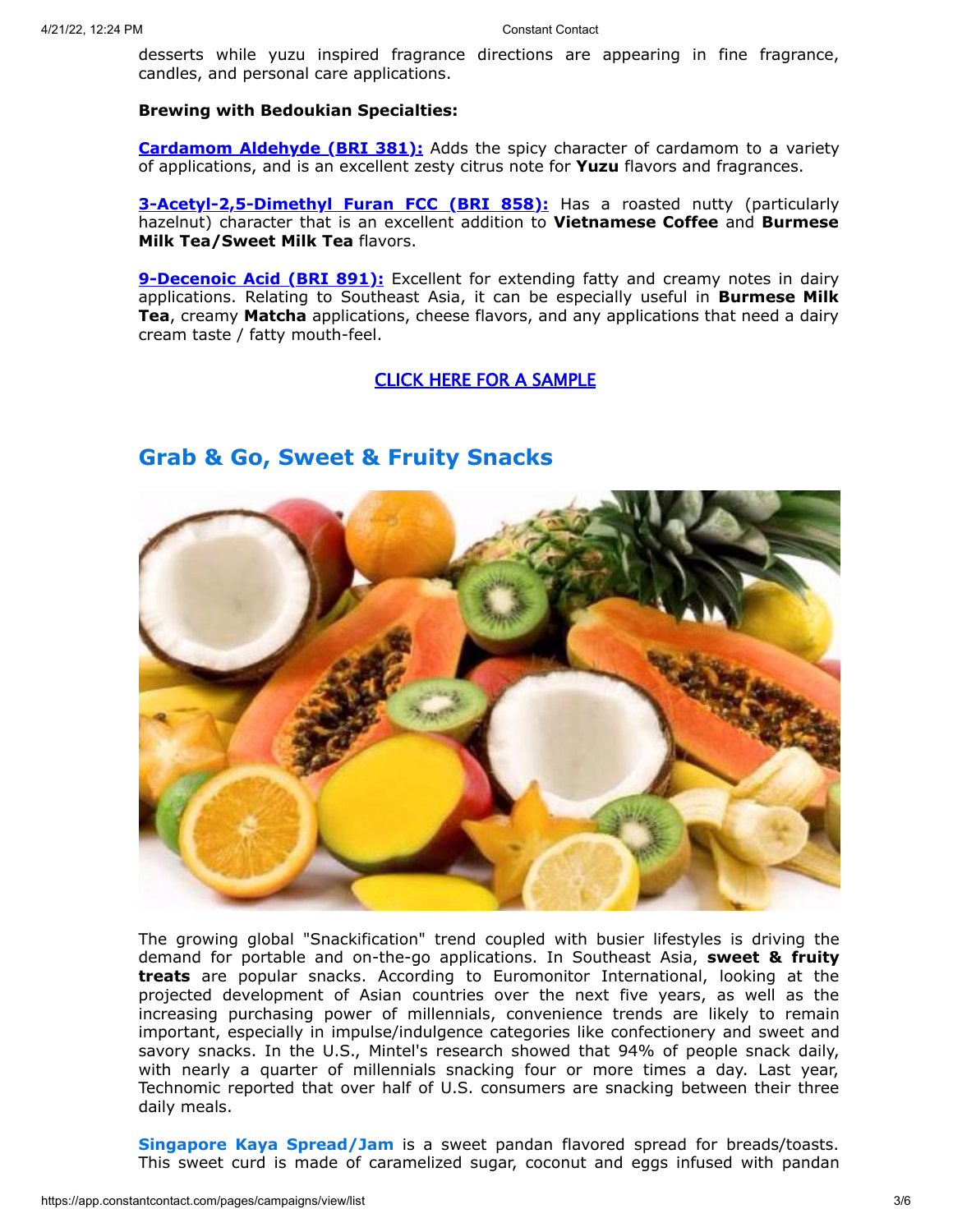desserts while yuzu inspired fragrance directions are appearing in fine fragrance, candles, and personal care applications.

**Brewing with Bedoukian Specialties:**

**Cardamom Aldehyde (BRI 381):** Adds the spicy character of cardamom to a variety of applications, and is an excellent zesty citrus note for **Yuzu** flavors and fragrances.

**3-Acetyl-2,5-Dimethyl Furan FCC (BRI 858):** Has a roasted nutty (particularly hazelnut) character that is an excellent addition to **Vietnamese Coffee** and **Burmese Milk Tea/Sweet Milk Tea** flavors.

**9-Decenoic Acid (BRI 891):** Excellent for extending fatty and creamy notes in dairy applications. Relating to Southeast Asia, it can be especially useful in **Burmese Milk Tea**, creamy **Matcha** applications, cheese flavors, and any applications that need a dairy cream taste / fatty mouth-feel.

CLICK HERE FOR A SAMPLE

## Grab & Go, Sweet & Fruity Snacks

The growing global "Snackification" trend coupled with busier lifestyles is driving the demand for portable and on-the-go applications. In Southeast Asia, **sweet & fruity treats** are popular snacks. According to Euromonitor International, looking at the projected development of Asian countries over the next five years, as well as the increasing purchasing power of millennials, convenience trends are likely to remain important, especially in impulse/indulgence categories like confectionery and sweet and savory snacks. In the U.S., Mintel's research showed that 94% of people snack daily, with nearly a quarter of millennials snacking four or more times a day. Last year, Technomic reported that over half of U.S. consumers are snacking between their three daily meals.

**Singapore Kaya Spread/Jam** is a sweet pandan flavored spread for breads/toasts. This sweet curd is made of caramelized sugar, coconut and eggs infused with pandan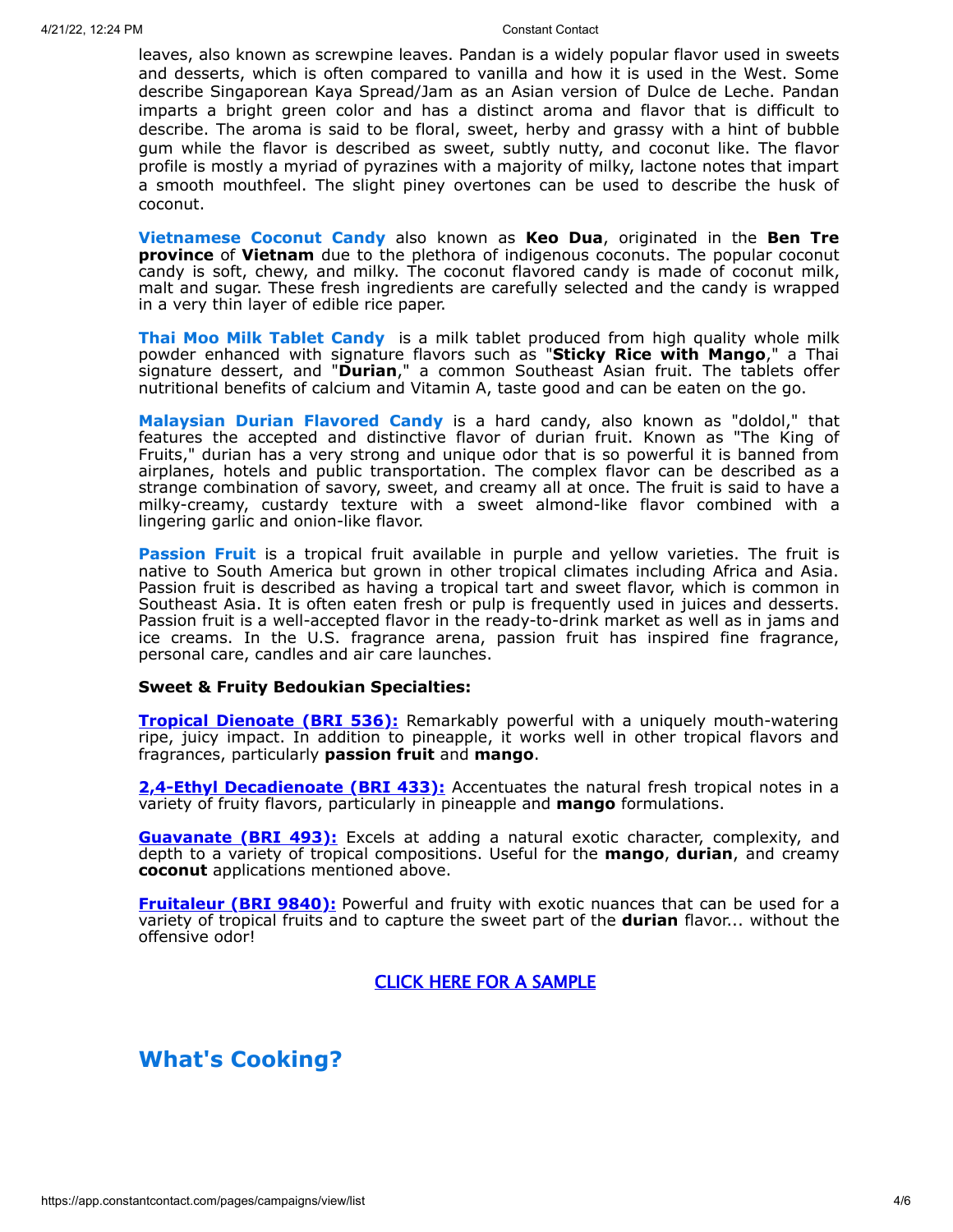leaves, also known as screwpine leaves. Pandan is a widely popular flavor used in sweets and desserts, which is often compared to vanilla and how it is used in the West. Some describe Singaporean Kaya Spread/Jam as an Asian version of Dulce de Leche. Pandan imparts a bright green color and has a distinct aroma and flavor that is difficult to describe. The aroma is said to be floral, sweet, herby and grassy with a hint of bubble gum while the flavor is described as sweet, subtly nutty, and coconut like. The flavor profile is mostly a myriad of pyrazines with a majority of milky, lactone notes that impart a smooth mouthfeel. The slight piney overtones can be used to describe the husk of coconut.

**Vietnamese Coconut Candy** also known as **Keo Dua**, originated in the **Ben Tre province** of **Vietnam** due to the plethora of indigenous coconuts. The popular coconut candy is soft, chewy, and milky. The coconut flavored candy is made of coconut milk, malt and sugar. These fresh ingredients are carefully selected and the candy is wrapped in a very thin layer of edible rice paper.

**Thai Moo Milk Tablet Candy** is a milk tablet produced from high quality whole milk powder enhanced with signature flavors such as "**Sticky Rice with Mango**," a Thai signature dessert, and "**Durian**," a common Southeast Asian fruit. The tablets offer nutritional benefits of calcium and Vitamin A, taste good and can be eaten on the go.

**Malaysian Durian Flavored Candy** is a hard candy, also known as "doldol," that features the accepted and distinctive flavor of durian fruit. Known as "The King of Fruits," durian has a very strong and unique odor that is so powerful it is banned from airplanes, hotels and public transportation. The complex flavor can be described as a strange combination of savory, sweet, and creamy all at once. The fruit is said to have a milky-creamy, custardy texture with a sweet almond-like flavor combined with a lingering garlic and onion-like flavor.

**Passion Fruit** is a tropical fruit available in purple and yellow varieties. The fruit is native to South America but grown in other tropical climates including Africa and Asia. Passion fruit is described as having a tropical tart and sweet flavor, which is common in Southeast Asia. It is often eaten fresh or pulp is frequently used in juices and desserts. Passion fruit is a well-accepted flavor in the ready-to-drink market as well as in jams and ice creams. In the U.S. fragrance arena, passion fruit has inspired fine fragrance, personal care, candles and air care launches.

**Sweet & Fruity Bedoukian Specialties:**

**Tropical Dienoate (BRI 536):** Remarkably powerful with a uniquely mouth-watering ripe, juicy impact. In addition to pineapple, it works well in other tropical flavors and fragrances, particularly **passion fruit** and **mango**.

**2,4-Ethyl Decadienoate (BRI 433):** Accentuates the natural fresh tropical notes in a variety of fruity flavors, particularly in pineapple and **mango** formulations.

**Guavanate (BRI 493):** Excels at adding a natural exotic character, complexity, and depth to a variety of tropical compositions. Useful for the **mango**, **durian**, and creamy **coconut** applications mentioned above.

**Fruitaleur (BRI 9840):** Powerful and fruity with exotic nuances that can be used for a variety of tropical fruits and to capture the sweet part of the **durian** flavor... without the offensive odor!

CLICK HERE FOR A SAMPLE

## What's Cooking?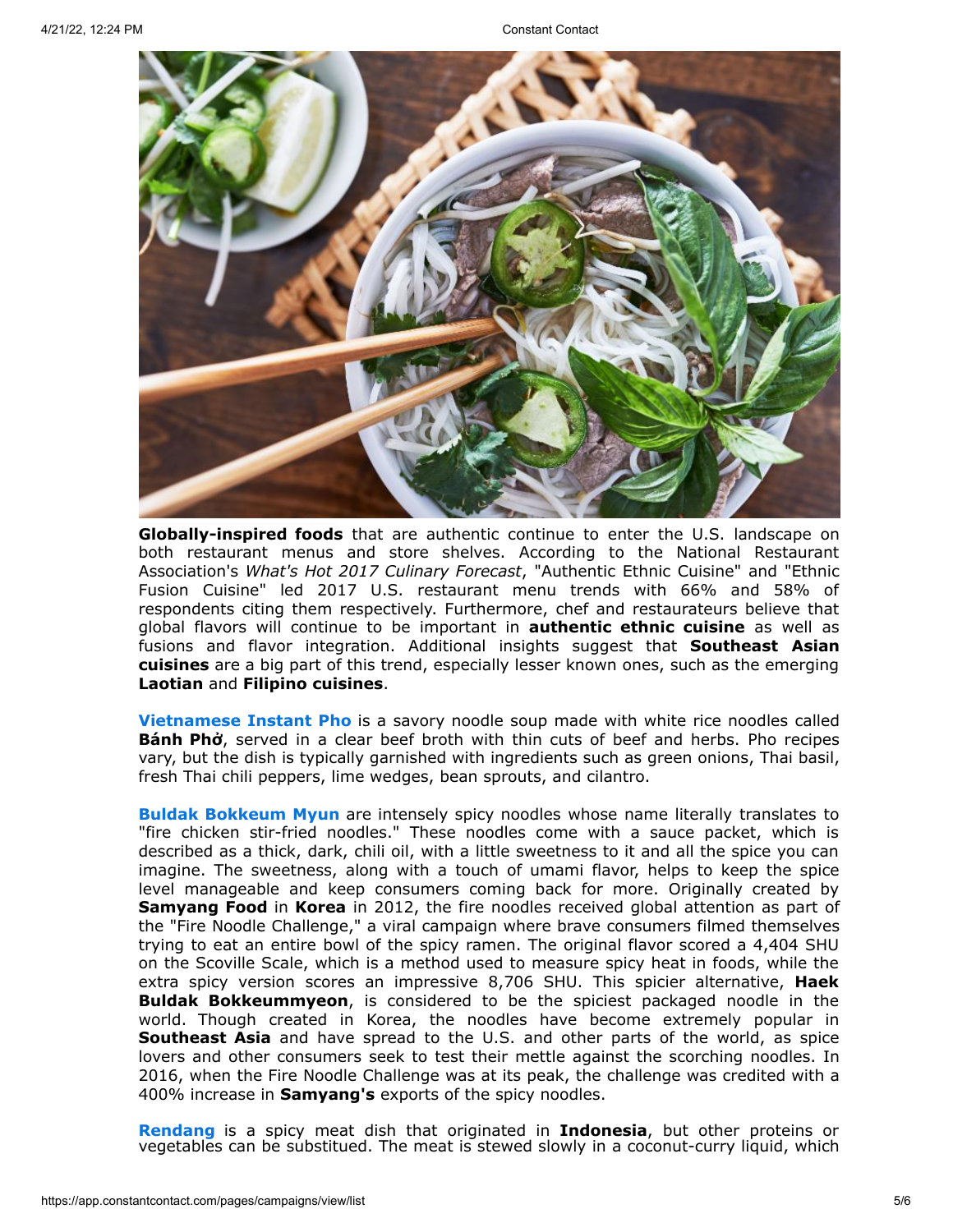**Globally-inspired foods** that are authentic continue to enter the U.S. landscape on both restaurant menus and store shelves. According to the National Restaurant Association's *What's Hot 2017 Culinary Forecast*, "Authentic Ethnic Cuisine" and "Ethnic Fusion Cuisine" led 2017 U.S. restaurant menu trends with 66% and 58% of respondents citing them respectively. Furthermore, chef and restaurateurs believe that global flavors will continue to be important in **authentic ethnic cuisine** as well as fusions and flavor integration. Additional insights suggest that **Southeast Asian cuisines** are a big part of this trend, especially lesser known ones, such as the emerging **Laotian** and **Filipino cuisines**.

**Vietnamese Instant Pho** is a savory noodle soup made with white rice noodles called **Bánh Phở**, served in a clear beef broth with thin cuts of beef and herbs. Pho recipes vary, but the dish is typically garnished with ingredients such as green onions, Thai basil, fresh Thai chili peppers, lime wedges, bean sprouts, and cilantro.

**Buldak Bokkeum Myun** are intensely spicy noodles whose name literally translates to "fire chicken stir-fried noodles." These noodles come with a sauce packet, which is described as a thick, dark, chili oil, with a little sweetness to it and all the spice you can imagine. The sweetness, along with a touch of umami flavor, helps to keep the spice level manageable and keep consumers coming back for more. Originally created by **Samyang Food** in **Korea** in 2012, the fire noodles received global attention as part of the "Fire Noodle Challenge," a viral campaign where brave consumers filmed themselves trying to eat an entire bowl of the spicy ramen. The original flavor scored a 4,404 SHU on the Scoville Scale, which is a method used to measure spicy heat in foods, while the extra spicy version scores an impressive 8,706 SHU. This spicier alternative, **Haek Buldak Bokkeummyeon**, is considered to be the spiciest packaged noodle in the world. Though created in Korea, the noodles have become extremely popular in **Southeast Asia** and have spread to the U.S. and other parts of the world, as spice lovers and other consumers seek to test their mettle against the scorching noodles. In 2016, when the Fire Noodle Challenge was at its peak, the challenge was credited with a 400% increase in **Samyang's** exports of the spicy noodles.

**Rendang** is a spicy meat dish that originated in **Indonesia**, but other proteins or vegetables can be substitued. The meat is stewed slowly in a coconut-curry liquid, which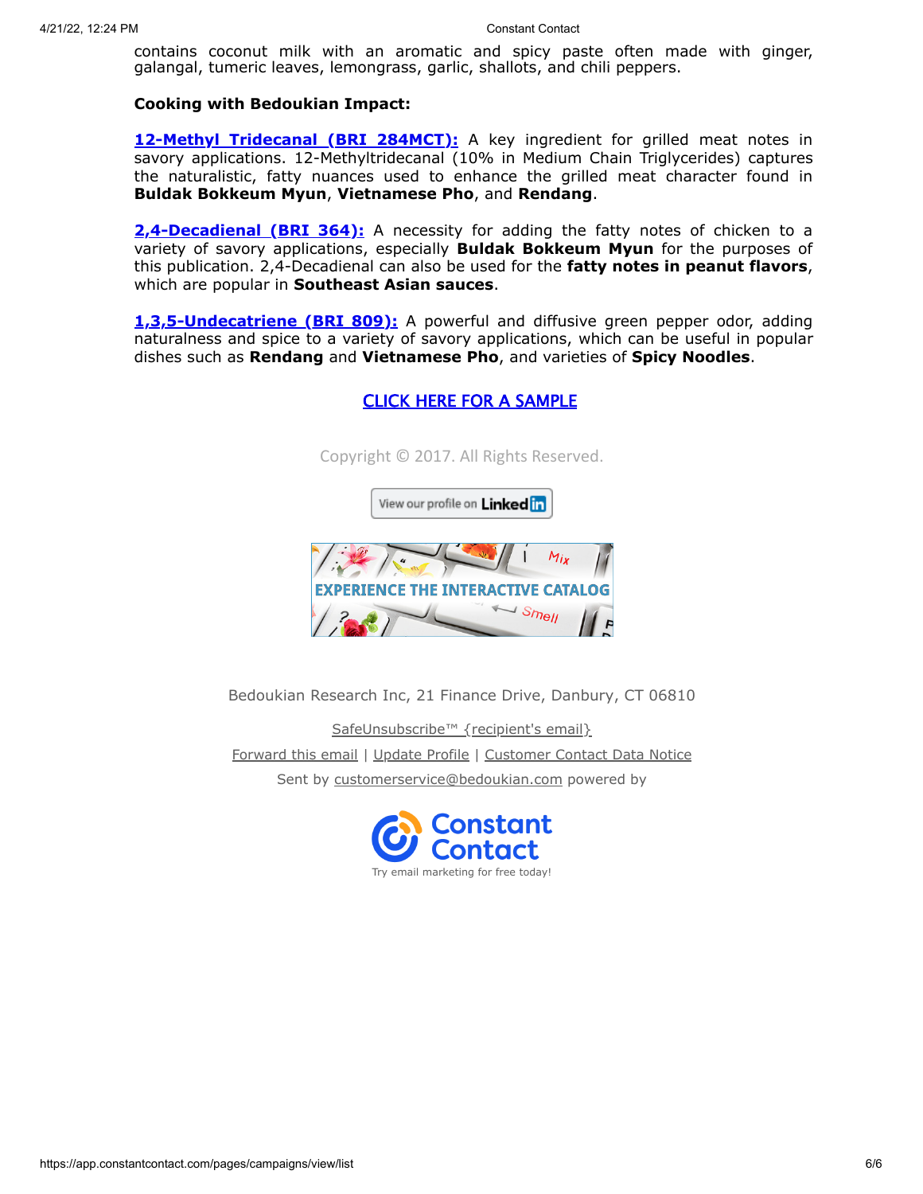contains coconut milk with an aromatic and spicy paste often made with ginger, galangal, tumeric leaves, lemongrass, garlic, shallots, and chili peppers.

**Cooking with Bedoukian Impact:**

**12-Methyl Tridecanal (BRI 284MCT):** A key ingredient for grilled meat notes in savory applications. 12-Methyltridecanal (10% in Medium Chain Triglycerides) captures the naturalistic, fatty nuances used to enhance the grilled meat character found in **Buldak Bokkeum Myun**, **Vietnamese Pho**, and **Rendang**.

**2,4-Decadienal (BRI 364):** A necessity for adding the fatty notes of chicken to a variety of savory applications, especially **Buldak Bokkeum Myun** for the purposes of this publication. 2,4-Decadienal can also be used for the **fatty notes in peanut flavors**, which are popular in **Southeast Asian sauces**.

**1,3,5-Undecatriene (BRI 809):** A powerful and diffusive green pepper odor, adding naturalness and spice to a variety of savory applications, which can be useful in popular dishes such as **Rendang** and **Vietnamese Pho**, and varieties of **Spicy Noodles**.

CLICK HERE FOR A SAMPLE

Copyright © 2017. All Rights Reserved.

View our profile on LinkedIn

EXPERIENCE THE INTERACTIVE CATALOG

Bedoukian Research Inc, 21 Finance Drive, Danbury, CT 06810

SafeUnsubscribe™ {recipient's email}

Forward this email | Update Profile | Customer Contact Data Notice

Sent by customerservice@bedoukian.com powered by

Constant Contact

Try email marketing for free today!